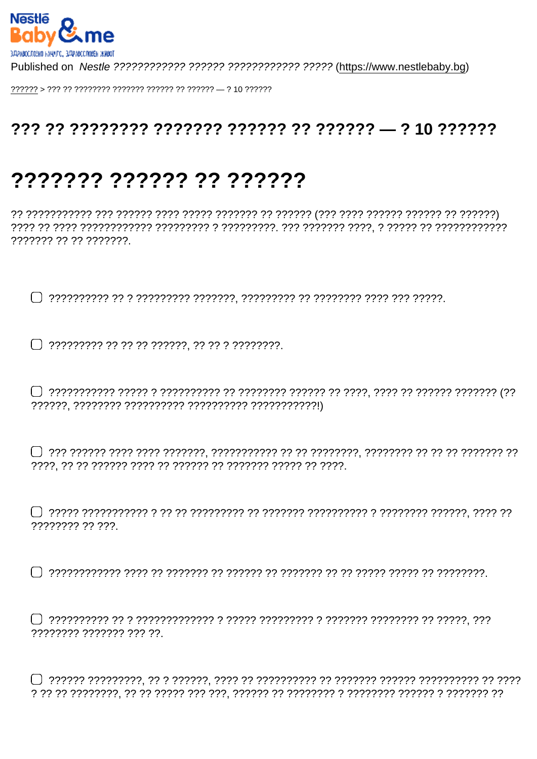Nestlé Baby & me

Published on *Nestle ???????????? ?????? ???????????? ?????* (https://www.nestlebaby.bg)

?????? > ??? ?? ???????? ??????? ?????? ?? ?????? — ? 10 ??????

# ??? ?? ???????? ??????? ?????? ?? ?????? — ? 10 ??????

# ??????? ?????? ?? ??????

?? ??????????? ??? ?????? ???? ????? ??????? ?? ?????? (??? ???? ?????? ?????? ?? ??????) ???? ?? ???? ???????????? ????????? ? ?????????. ??? ??????? ????, ? ????? ?? ???????????? ??????? ?? ?? ???????.

- [ ] ?????????? ?? ? ????????? ???????, ????????? ?? ???????? ???? ??? ?????.

- [ ] ????????? ?? ?? ?? ??????, ?? ?? ? ????????.

- [ ] ??????????? ????? ? ?????????? ?? ???????? ?????? ?? ????, ???? ?? ?????? ??????? (?? ??????, ???????? ?????????? ?????????? ???????????!)

- [ ] ??? ?????? ???? ???? ???????, ??????????? ?? ?? ????????, ???????? ?? ?? ?? ??????? ?? ????, ?? ?? ?????? ???? ?? ?????? ?? ??????? ????? ?? ????.

- [ ] ????? ??????????? ? ?? ?? ????????? ?? ??????? ?????????? ? ???????? ??????, ???? ?? ???????? ?? ???.

- [ ] ???????????? ???? ?? ??????? ?? ?????? ?? ??????? ?? ?? ????? ????? ?? ????????.

- [ ] ?????????? ?? ? ????????????? ? ????? ????????? ? ??????? ???????? ?? ?????, ??? ???????? ??????? ??? ??.

- [ ] ?????? ?????????, ?? ? ??????, ???? ?? ?????????? ?? ??????? ?????? ?????????? ?? ???? ? ?? ?? ????????, ?? ?? ????? ??? ???, ?????? ?? ???????? ? ???????? ?????? ? ??????? ??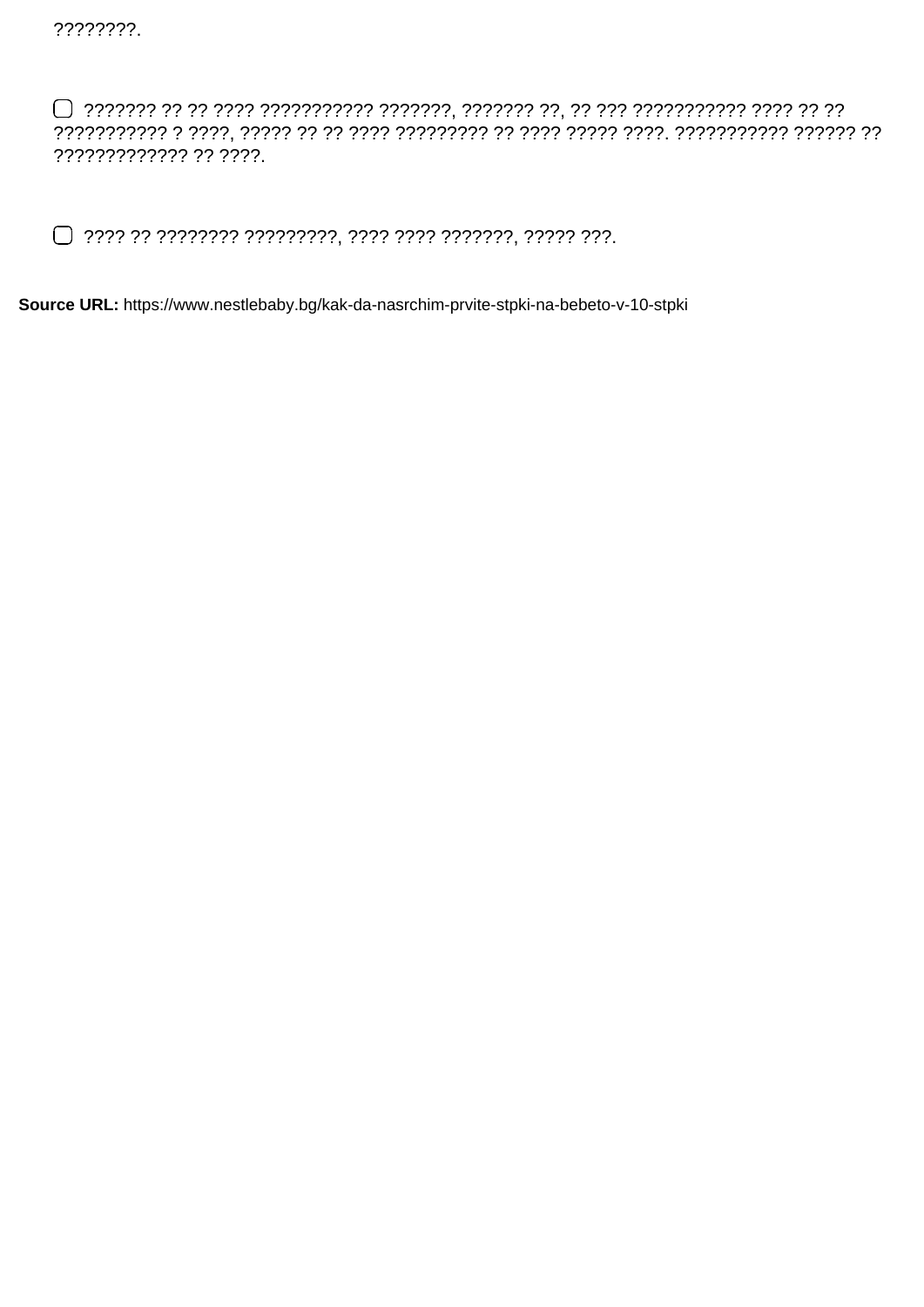????????.

- ??????? ?? ?? ???? ??????????? ???????, ??????? ??, ?? ??? ??????????? ???? ?? ?? ??????????? ? ????, ????? ?? ?? ???? ????????? ?? ???? ????? ????. ??????????? ?????? ?? ????????????? ?? ????.

- ???? ?? ???????? ?????????, ???? ???? ???????, ????? ???.

**Source URL:** https://www.nestlebaby.bg/kak-da-nasrchim-prvite-stpki-na-bebeto-v-10-stpki